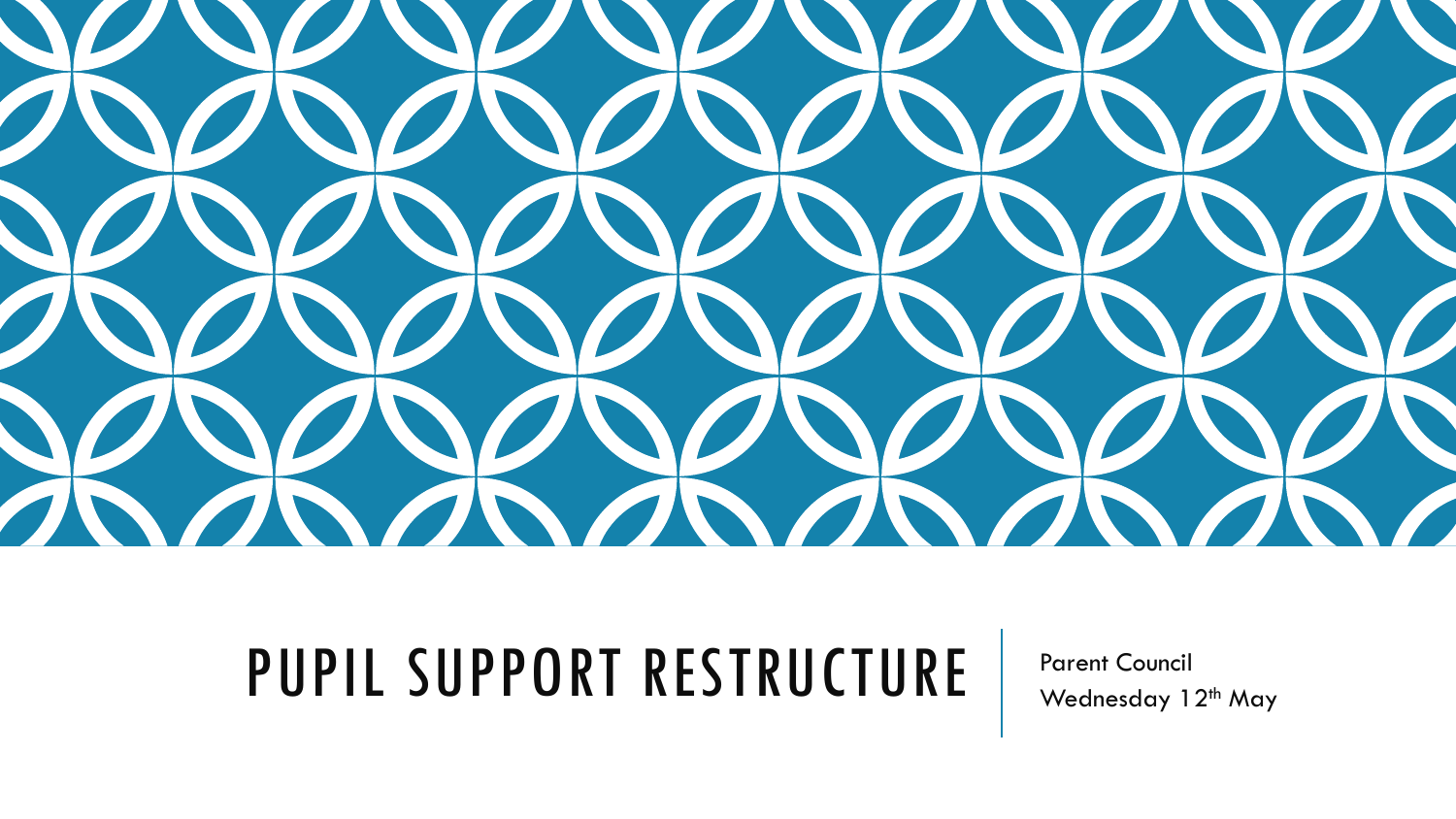# PUPIL SUPPORT RESTRUCTURE

Parent Council

Wednesday 12th May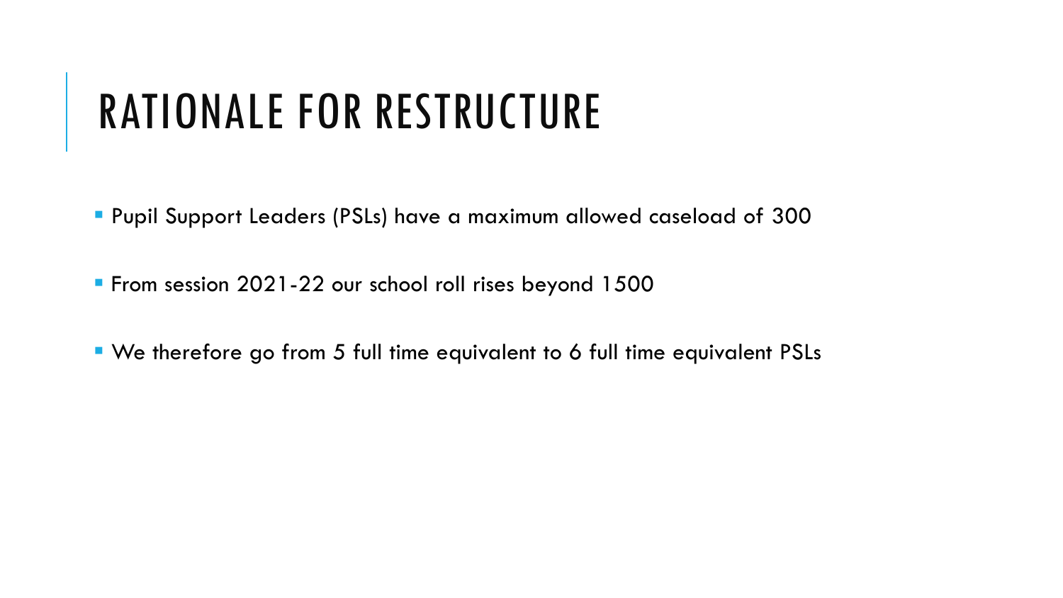# RATIONALE FOR RESTRUCTURE

- Pupil Support Leaders (PSLs) have a maximum allowed caseload of 300
- From session 2021-22 our school roll rises beyond 1500
- We therefore go from 5 full time equivalent to 6 full time equivalent PSLs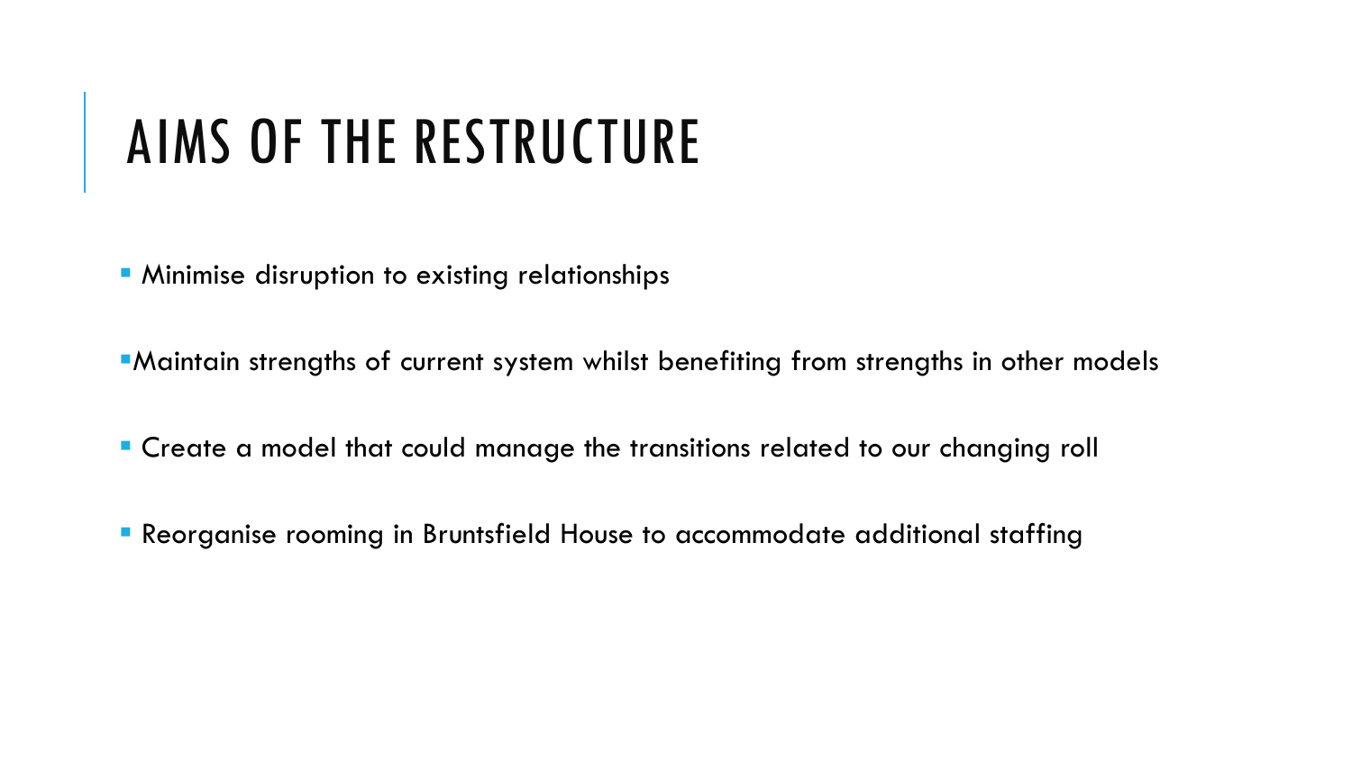# AIMS OF THE RESTRUCTURE

- Minimise disruption to existing relationships
- Maintain strengths of current system whilst benefiting from strengths in other models
- Create a model that could manage the transitions related to our changing roll
- Reorganise rooming in Bruntsfield House to accommodate additional staffing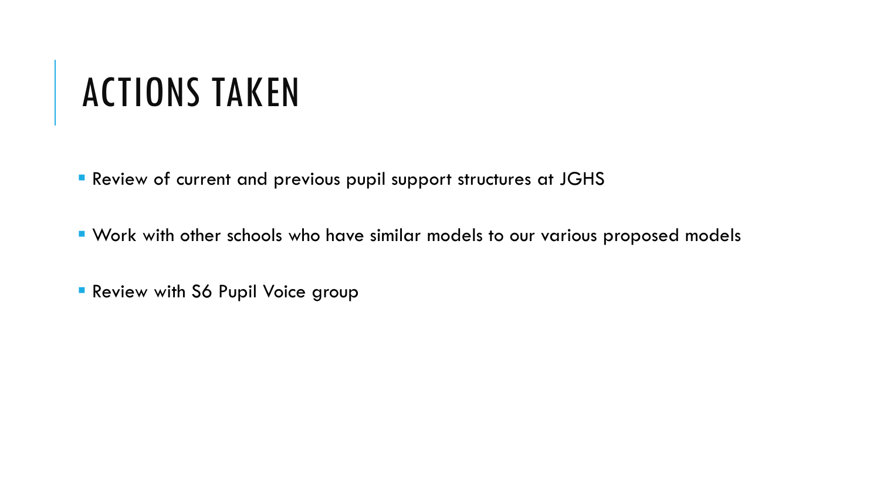# ACTIONS TAKEN

- Review of current and previous pupil support structures at JGHS
- Work with other schools who have similar models to our various proposed models
- Review with S6 Pupil Voice group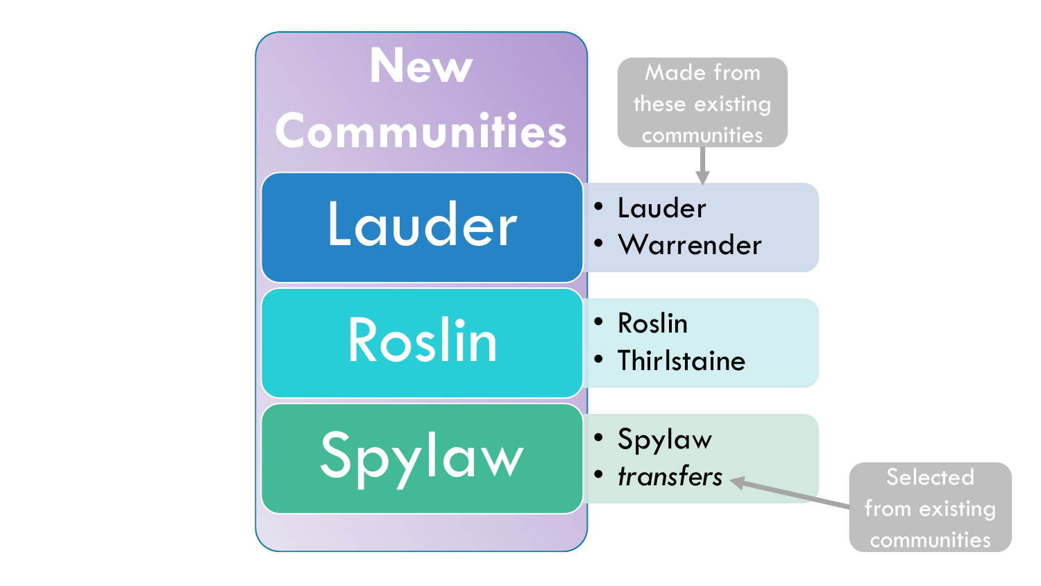# New Communities

| New Communities | Made from these existing communities |
| --- | --- |
| **Lauder** | • Lauder<br>• Warrender |
| **Roslin** | • Roslin<br>• Thirlstaine |
| **Spylaw** | • Spylaw<br>• *transfers* (Selected from existing communities) |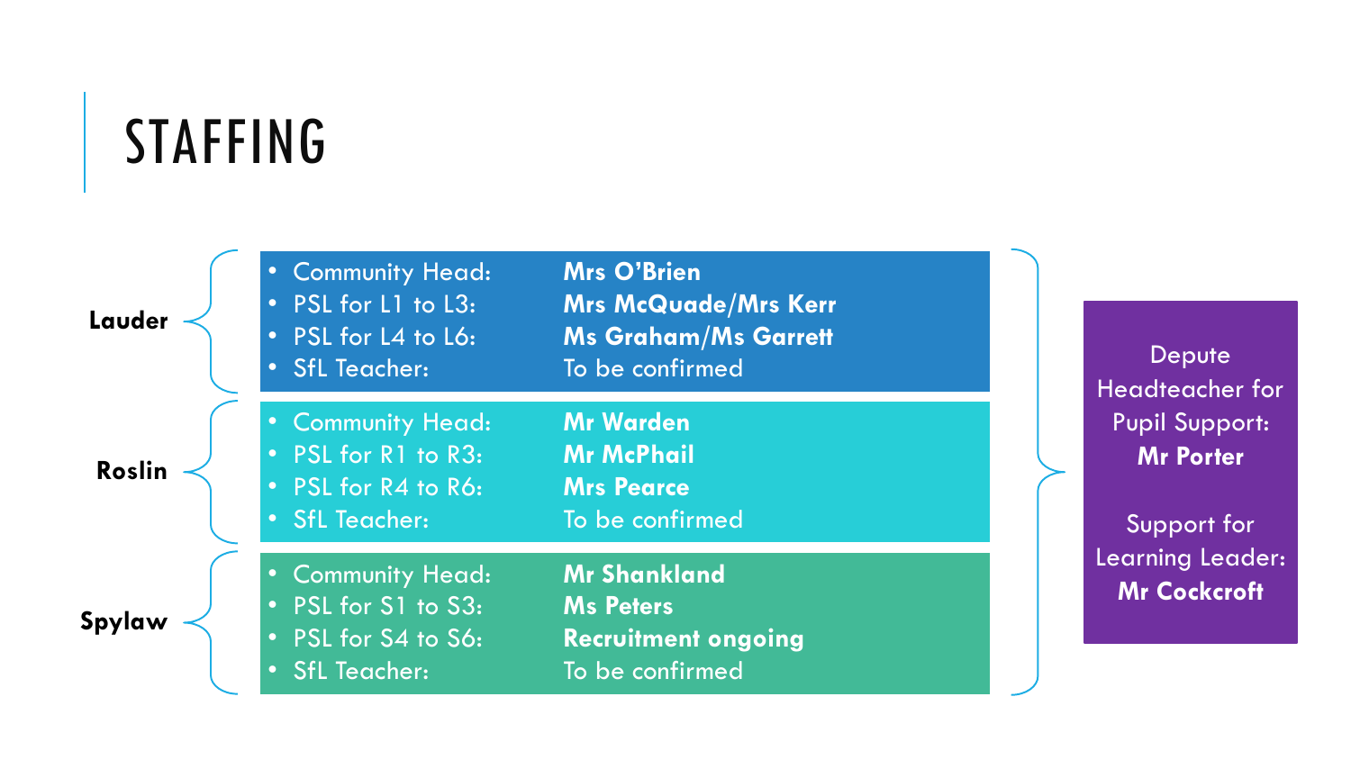# STAFFING

## Lauder

- Community Head: **Mrs O'Brien**
- PSL for L1 to L3: **Mrs McQuade/Mrs Kerr**
- PSL for L4 to L6: **Ms Graham/Ms Garrett**
- SfL Teacher: To be confirmed

## Roslin

- Community Head: **Mr Warden**
- PSL for R1 to R3: **Mr McPhail**
- PSL for R4 to R6: **Mrs Pearce**
- SfL Teacher: To be confirmed

## Spylaw

- Community Head: **Mr Shankland**
- PSL for S1 to S3: **Ms Peters**
- PSL for S4 to S6: **Recruitment ongoing**
- SfL Teacher: To be confirmed

Depute Headteacher for Pupil Support: **Mr Porter**

Support for Learning Leader: **Mr Cockcroft**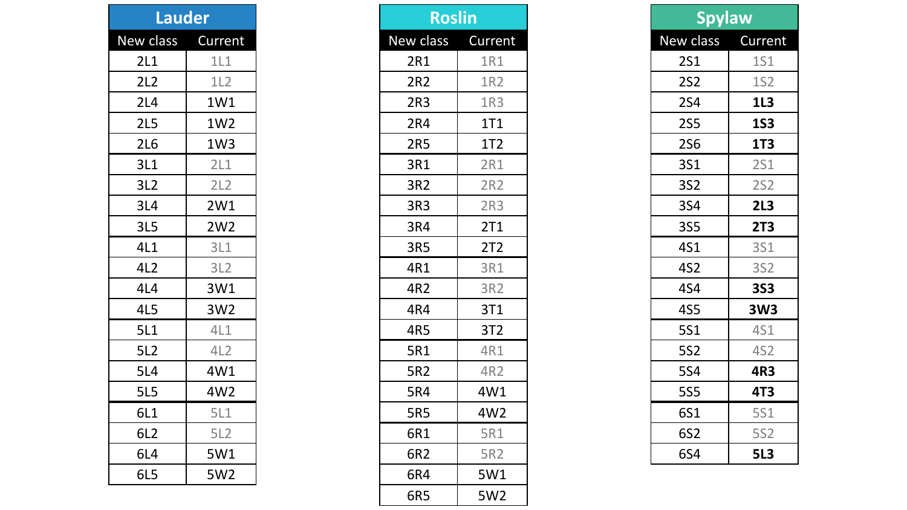## Lauder

| New class | Current |
| --- | --- |
| 2L1 | 1L1 |
| 2L2 | 1L2 |
| 2L4 | 1W1 |
| 2L5 | 1W2 |
| 2L6 | 1W3 |
| 3L1 | 2L1 |
| 3L2 | 2L2 |
| 3L4 | 2W1 |
| 3L5 | 2W2 |
| 4L1 | 3L1 |
| 4L2 | 3L2 |
| 4L4 | 3W1 |
| 4L5 | 3W2 |
| 5L1 | 4L1 |
| 5L2 | 4L2 |
| 5L4 | 4W1 |
| 5L5 | 4W2 |
| 6L1 | 5L1 |
| 6L2 | 5L2 |
| 6L4 | 5W1 |
| 6L5 | 5W2 |

## Roslin

| New class | Current |
| --- | --- |
| 2R1 | 1R1 |
| 2R2 | 1R2 |
| 2R3 | 1R3 |
| 2R4 | 1T1 |
| 2R5 | 1T2 |
| 3R1 | 2R1 |
| 3R2 | 2R2 |
| 3R3 | 2R3 |
| 3R4 | 2T1 |
| 3R5 | 2T2 |
| 4R1 | 3R1 |
| 4R2 | 3R2 |
| 4R4 | 3T1 |
| 4R5 | 3T2 |
| 5R1 | 4R1 |
| 5R2 | 4R2 |
| 5R4 | 4W1 |
| 5R5 | 4W2 |
| 6R1 | 5R1 |
| 6R2 | 5R2 |
| 6R4 | 5W1 |
| 6R5 | 5W2 |

## Spylaw

| New class | Current |
| --- | --- |
| 2S1 | 1S1 |
| 2S2 | 1S2 |
| 2S4 | **1L3** |
| 2S5 | **1S3** |
| 2S6 | **1T3** |
| 3S1 | 2S1 |
| 3S2 | 2S2 |
| 3S4 | **2L3** |
| 3S5 | **2T3** |
| 4S1 | 3S1 |
| 4S2 | 3S2 |
| 4S4 | **3S3** |
| 4S5 | **3W3** |
| 5S1 | 4S1 |
| 5S2 | 4S2 |
| 5S4 | **4R3** |
| 5S5 | **4T3** |
| 6S1 | 5S1 |
| 6S2 | 5S2 |
| 6S4 | **5L3** |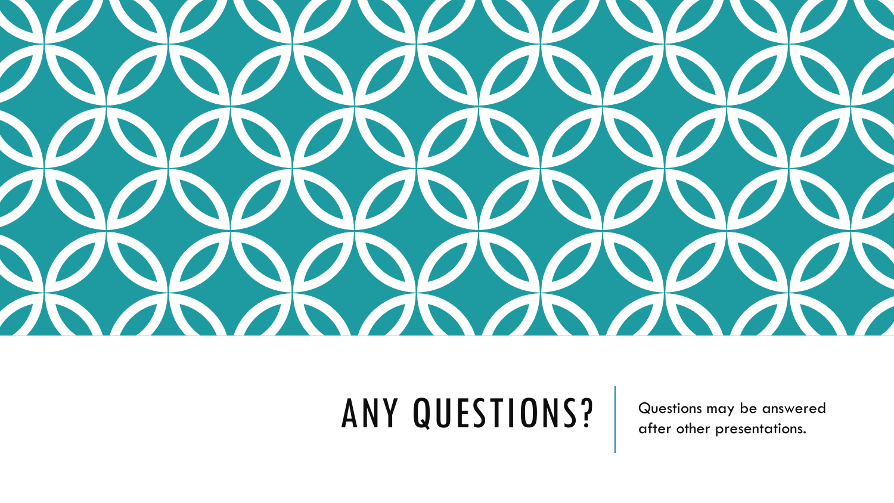# ANY QUESTIONS?

Questions may be answered after other presentations.